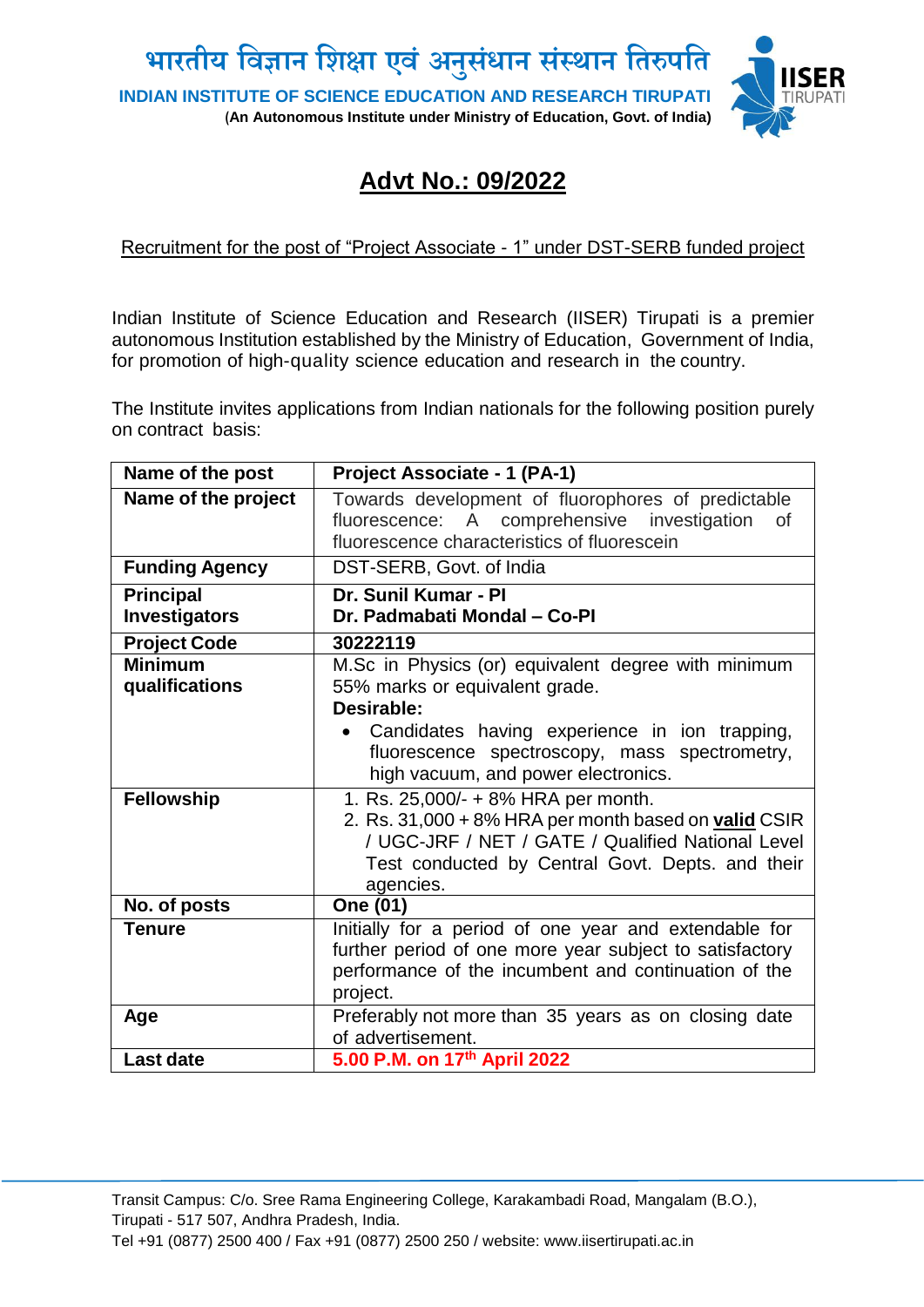# भारतीय विज्ञान शिक्षा एवं अनुसंधान संस्थान तिरुपति

**INDIAN INSTITUTE OF SCIENCE EDUCATION AND RESEARCH TIRUPATI**

(**An Autonomous Institute under Ministry of Education, Govt. of India)**

## Advt No.: 09/2022

Recruitment for the post of "Project Associate - 1" under DST-SERB funded project

Indian Institute of Science Education and Research (IISER) Tirupati is a premier autonomous Institution established by the Ministry of Education, Government of India, for promotion of high-quality science education and research in the country.

The Institute invites applications from Indian nationals for the following position purely on contract basis:

| **Name of the post** | **Project Associate - 1 (PA-1)** |
|---|---|
| **Name of the project** | Towards development of fluorophores of predictable fluorescence: A comprehensive investigation of fluorescence characteristics of fluorescein |
| **Funding Agency** | DST-SERB, Govt. of India |
| **Principal Investigators** | **Dr. Sunil Kumar - PI**<br>**Dr. Padmabati Mondal – Co-PI** |
| **Project Code** | **30222119** |
| **Minimum qualifications** | M.Sc in Physics (or) equivalent degree with minimum 55% marks or equivalent grade.<br>**Desirable:**<br>• Candidates having experience in ion trapping, fluorescence spectroscopy, mass spectrometry, high vacuum, and power electronics. |
| **Fellowship** | 1. Rs. 25,000/- + 8% HRA per month.<br>2. Rs. 31,000 + 8% HRA per month based on **valid** CSIR / UGC-JRF / NET / GATE / Qualified National Level Test conducted by Central Govt. Depts. and their agencies. |
| **No. of posts** | **One (01)** |
| **Tenure** | Initially for a period of one year and extendable for further period of one more year subject to satisfactory performance of the incumbent and continuation of the project. |
| **Age** | Preferably not more than 35 years as on closing date of advertisement. |
| **Last date** | **5.00 P.M. on 17th April 2022** |

Transit Campus: C/o. Sree Rama Engineering College, Karakambadi Road, Mangalam (B.O.), Tirupati - 517 507, Andhra Pradesh, India.
Tel +91 (0877) 2500 400 / Fax +91 (0877) 2500 250 / website: www.iisertirupati.ac.in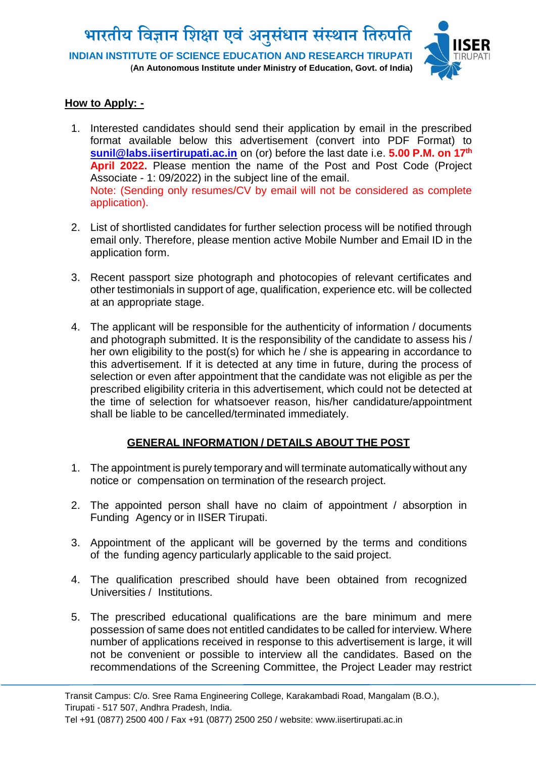## How to Apply: -

1. Interested candidates should send their application by email in the prescribed format available below this advertisement (convert into PDF Format) to **sunil@labs.iisertirupati.ac.in** on (or) before the last date i.e. **5.00 P.M. on 17th April 2022.** Please mention the name of the Post and Post Code (Project Associate - 1: 09/2022) in the subject line of the email.
   Note: (Sending only resumes/CV by email will not be considered as complete application).

2. List of shortlisted candidates for further selection process will be notified through email only. Therefore, please mention active Mobile Number and Email ID in the application form.

3. Recent passport size photograph and photocopies of relevant certificates and other testimonials in support of age, qualification, experience etc. will be collected at an appropriate stage.

4. The applicant will be responsible for the authenticity of information / documents and photograph submitted. It is the responsibility of the candidate to assess his / her own eligibility to the post(s) for which he / she is appearing in accordance to this advertisement. If it is detected at any time in future, during the process of selection or even after appointment that the candidate was not eligible as per the prescribed eligibility criteria in this advertisement, which could not be detected at the time of selection for whatsoever reason, his/her candidature/appointment shall be liable to be cancelled/terminated immediately.

## GENERAL INFORMATION / DETAILS ABOUT THE POST

1. The appointment is purely temporary and will terminate automatically without any notice or compensation on termination of the research project.

2. The appointed person shall have no claim of appointment / absorption in Funding Agency or in IISER Tirupati.

3. Appointment of the applicant will be governed by the terms and conditions of the funding agency particularly applicable to the said project.

4. The qualification prescribed should have been obtained from recognized Universities / Institutions.

5. The prescribed educational qualifications are the bare minimum and mere possession of same does not entitled candidates to be called for interview. Where number of applications received in response to this advertisement is large, it will not be convenient or possible to interview all the candidates. Based on the recommendations of the Screening Committee, the Project Leader may restrict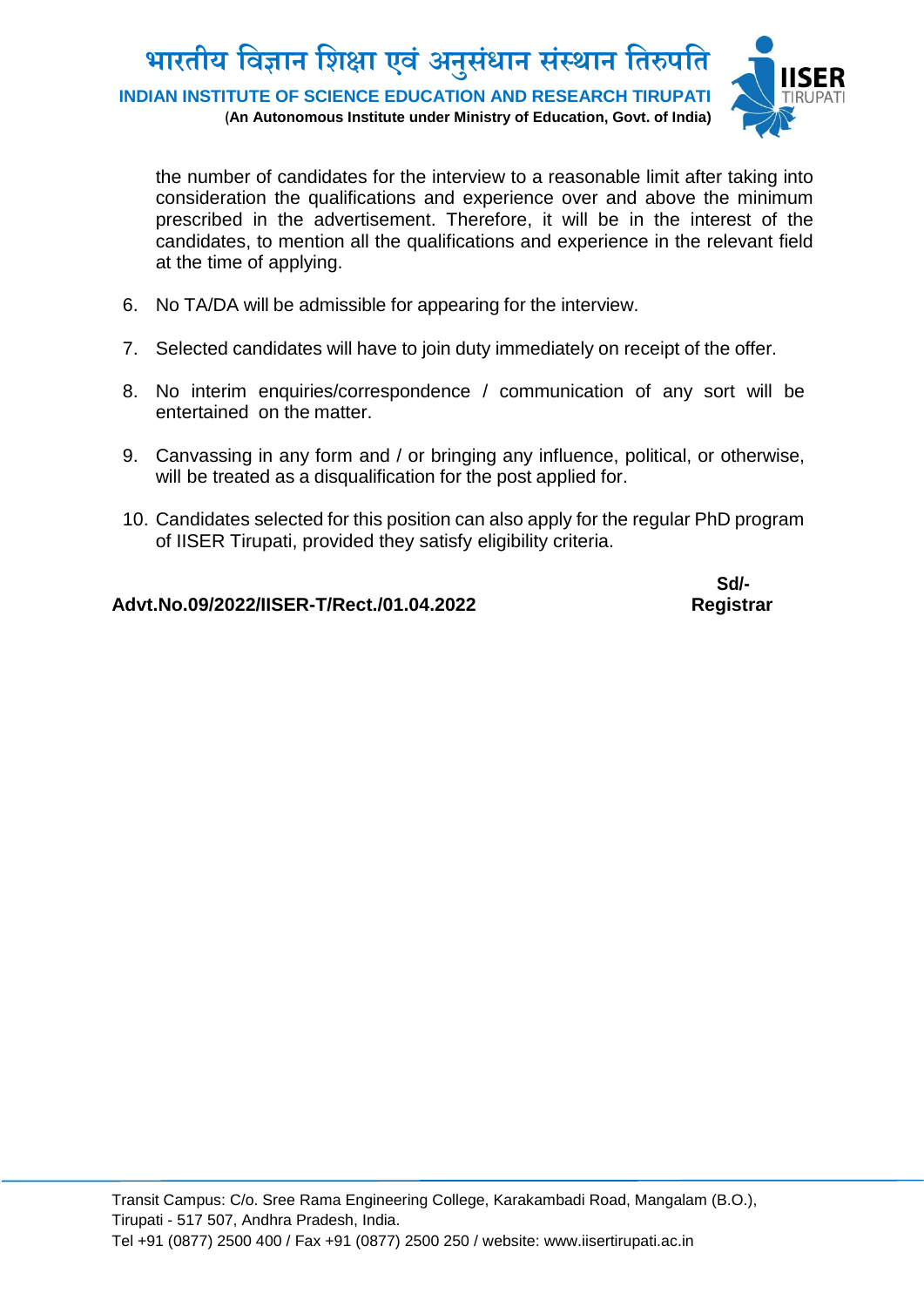the number of candidates for the interview to a reasonable limit after taking into consideration the qualifications and experience over and above the minimum prescribed in the advertisement. Therefore, it will be in the interest of the candidates, to mention all the qualifications and experience in the relevant field at the time of applying.

6. No TA/DA will be admissible for appearing for the interview.

7. Selected candidates will have to join duty immediately on receipt of the offer.

8. No interim enquiries/correspondence / communication of any sort will be entertained on the matter.

9. Canvassing in any form and / or bringing any influence, political, or otherwise, will be treated as a disqualification for the post applied for.

10. Candidates selected for this position can also apply for the regular PhD program of IISER Tirupati, provided they satisfy eligibility criteria.

**Advt.No.09/2022/IISER-T/Rect./01.04.2022**

**Sd/-**
**Registrar**